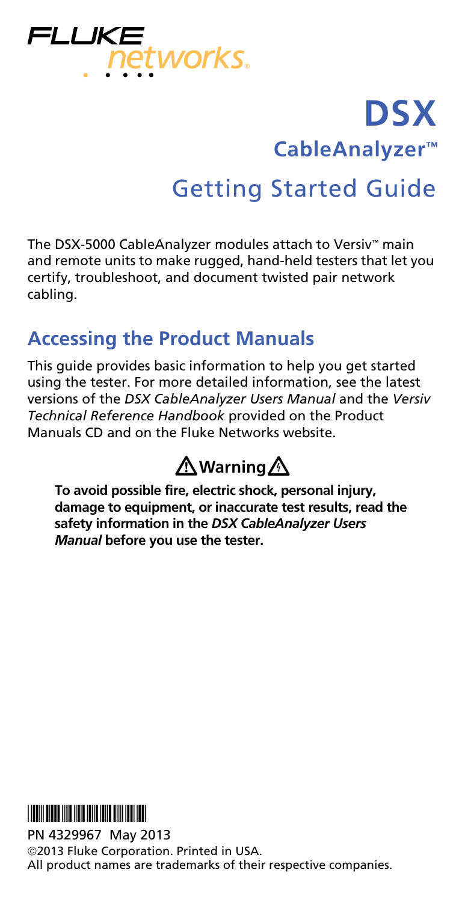FLUKE networks.

# DSX

## CableAnalyzer™

# Getting Started Guide

The DSX-5000 CableAnalyzer modules attach to Versiv™ main and remote units to make rugged, hand-held testers that let you certify, troubleshoot, and document twisted pair network cabling.

## Accessing the Product Manuals

This guide provides basic information to help you get started using the tester. For more detailed information, see the latest versions of the *DSX CableAnalyzer Users Manual* and the *Versiv Technical Reference Handbook* provided on the Product Manuals CD and on the Fluke Networks website.

### ⚠ Warning ⚠

**To avoid possible fire, electric shock, personal injury, damage to equipment, or inaccurate test results, read the safety information in the *DSX CableAnalyzer Users Manual* before you use the tester.**

PN 4329967 May 2013
©2013 Fluke Corporation. Printed in USA.
All product names are trademarks of their respective companies.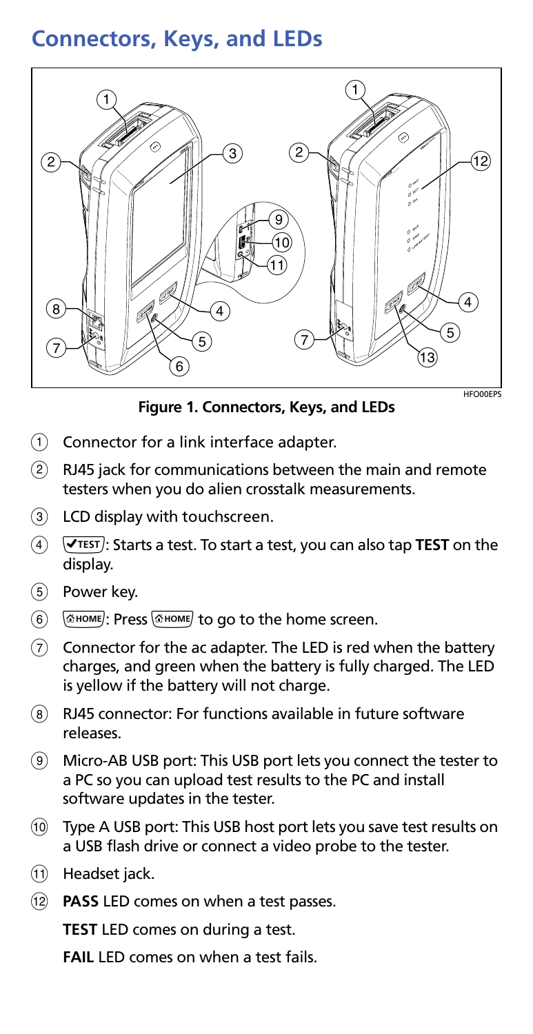## Connectors, Keys, and LEDs

Figure 1. Connectors, Keys, and LEDs

1. Connector for a link interface adapter.
2. RJ45 jack for communications between the main and remote testers when you do alien crosstalk measurements.
3. LCD display with touchscreen.
4. ✔TEST: Starts a test. To start a test, you can also tap **TEST** on the display.
5. Power key.
6. HOME: Press HOME to go to the home screen.
7. Connector for the ac adapter. The LED is red when the battery charges, and green when the battery is fully charged. The LED is yellow if the battery will not charge.
8. RJ45 connector: For functions available in future software releases.
9. Micro-AB USB port: This USB port lets you connect the tester to a PC so you can upload test results to the PC and install software updates in the tester.
10. Type A USB port: This USB host port lets you save test results on a USB flash drive or connect a video probe to the tester.
11. Headset jack.
12. **PASS** LED comes on when a test passes.

    **TEST** LED comes on during a test.

    **FAIL** LED comes on when a test fails.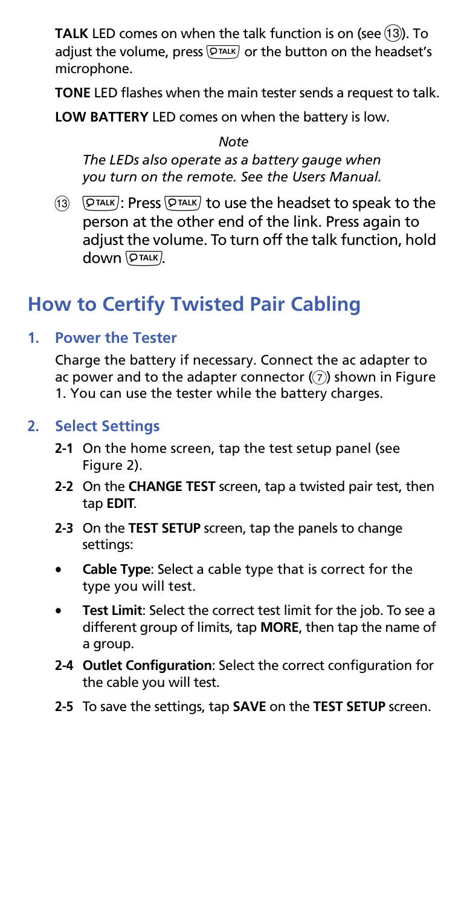**TALK** LED comes on when the talk function is on (see ⑬). To adjust the volume, press TALK or the button on the headset's microphone.

**TONE** LED flashes when the main tester sends a request to talk.

**LOW BATTERY** LED comes on when the battery is low.

*Note*

*The LEDs also operate as a battery gauge when you turn on the remote. See the Users Manual.*

⑬ TALK: Press TALK to use the headset to speak to the person at the other end of the link. Press again to adjust the volume. To turn off the talk function, hold down TALK.

## How to Certify Twisted Pair Cabling

### 1. Power the Tester

Charge the battery if necessary. Connect the ac adapter to ac power and to the adapter connector (⑦) shown in Figure 1. You can use the tester while the battery charges.

### 2. Select Settings

**2-1** On the home screen, tap the test setup panel (see Figure 2).

**2-2** On the **CHANGE TEST** screen, tap a twisted pair test, then tap **EDIT**.

**2-3** On the **TEST SETUP** screen, tap the panels to change settings:

- **Cable Type**: Select a cable type that is correct for the type you will test.
- **Test Limit**: Select the correct test limit for the job. To see a different group of limits, tap **MORE**, then tap the name of a group.

**2-4** **Outlet Configuration**: Select the correct configuration for the cable you will test.

**2-5** To save the settings, tap **SAVE** on the **TEST SETUP** screen.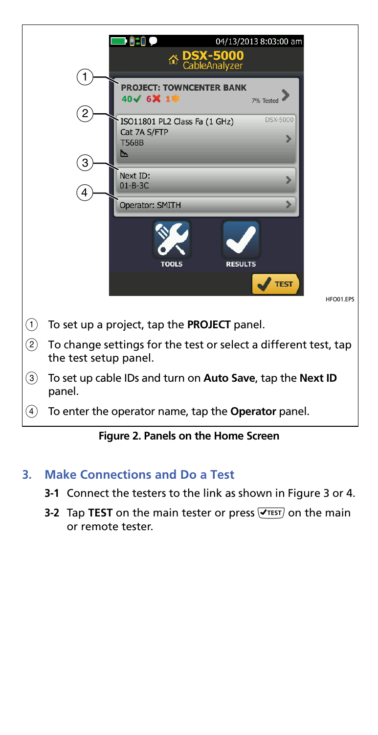1. To set up a project, tap the **PROJECT** panel.
2. To change settings for the test or select a different test, tap the test setup panel.
3. To set up cable IDs and turn on **Auto Save**, tap the **Next ID** panel.
4. To enter the operator name, tap the **Operator** panel.

**Figure 2. Panels on the Home Screen**

## 3. Make Connections and Do a Test

**3-1** Connect the testers to the link as shown in Figure 3 or 4.

**3-2** Tap **TEST** on the main tester or press TEST on the main or remote tester.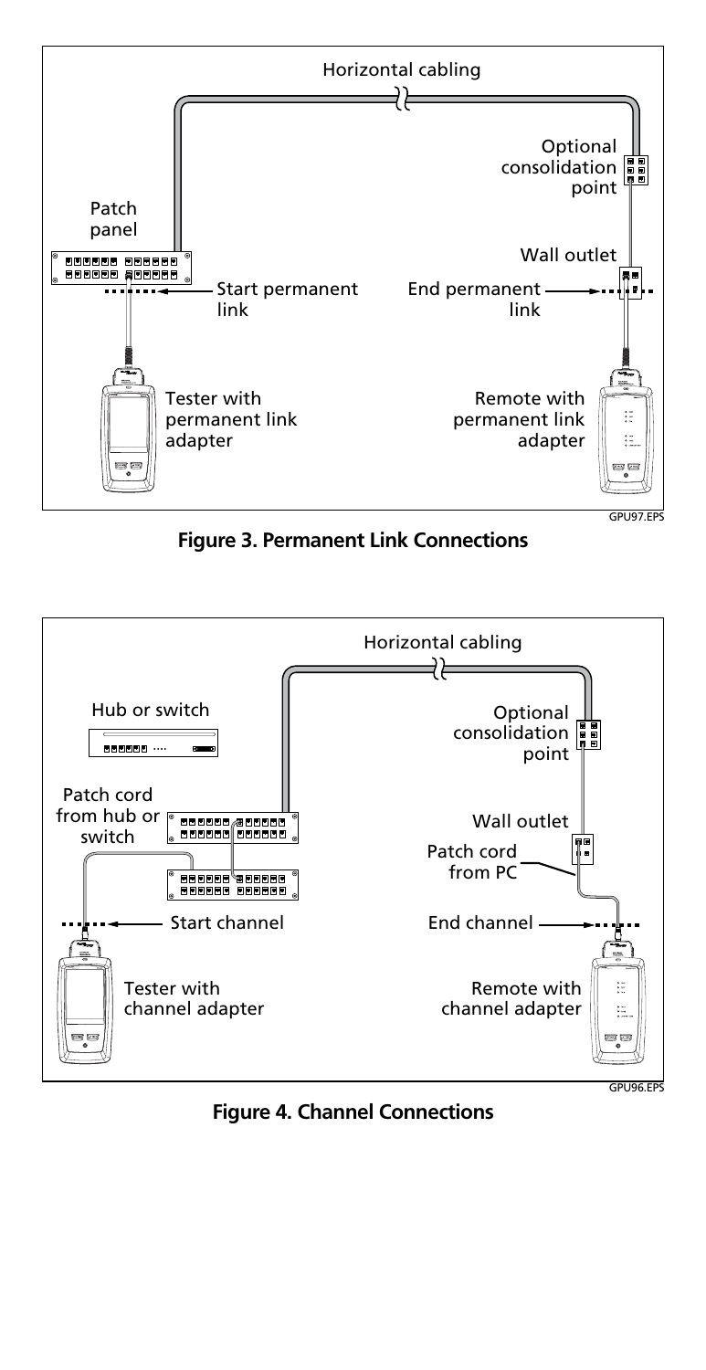Horizontal cabling

Optional consolidation point

Patch panel

Wall outlet

Start permanent link

End permanent link

Tester with permanent link adapter

Remote with permanent link adapter

GPU97.EPS

**Figure 3. Permanent Link Connections**

Horizontal cabling

Hub or switch

Optional consolidation point

Patch cord from hub or switch

Wall outlet

Patch cord from PC

Start channel

End channel

Tester with channel adapter

Remote with channel adapter

GPU96.EPS

**Figure 4. Channel Connections**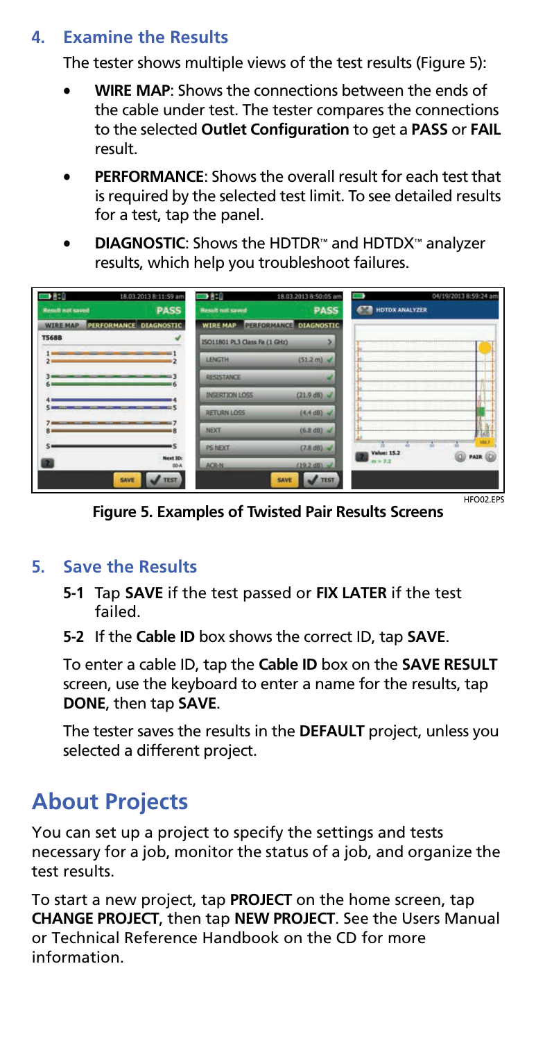## 4. Examine the Results

The tester shows multiple views of the test results (Figure 5):

- **WIRE MAP**: Shows the connections between the ends of the cable under test. The tester compares the connections to the selected **Outlet Configuration** to get a **PASS** or **FAIL** result.
- **PERFORMANCE**: Shows the overall result for each test that is required by the selected test limit. To see detailed results for a test, tap the panel.
- **DIAGNOSTIC**: Shows the HDTDR™ and HDTDX™ analyzer results, which help you troubleshoot failures.

**Figure 5. Examples of Twisted Pair Results Screens**

## 5. Save the Results

**5-1** Tap **SAVE** if the test passed or **FIX LATER** if the test failed.

**5-2** If the **Cable ID** box shows the correct ID, tap **SAVE**.

To enter a cable ID, tap the **Cable ID** box on the **SAVE RESULT** screen, use the keyboard to enter a name for the results, tap **DONE**, then tap **SAVE**.

The tester saves the results in the **DEFAULT** project, unless you selected a different project.

# About Projects

You can set up a project to specify the settings and tests necessary for a job, monitor the status of a job, and organize the test results.

To start a new project, tap **PROJECT** on the home screen, tap **CHANGE PROJECT**, then tap **NEW PROJECT**. See the Users Manual or Technical Reference Handbook on the CD for more information.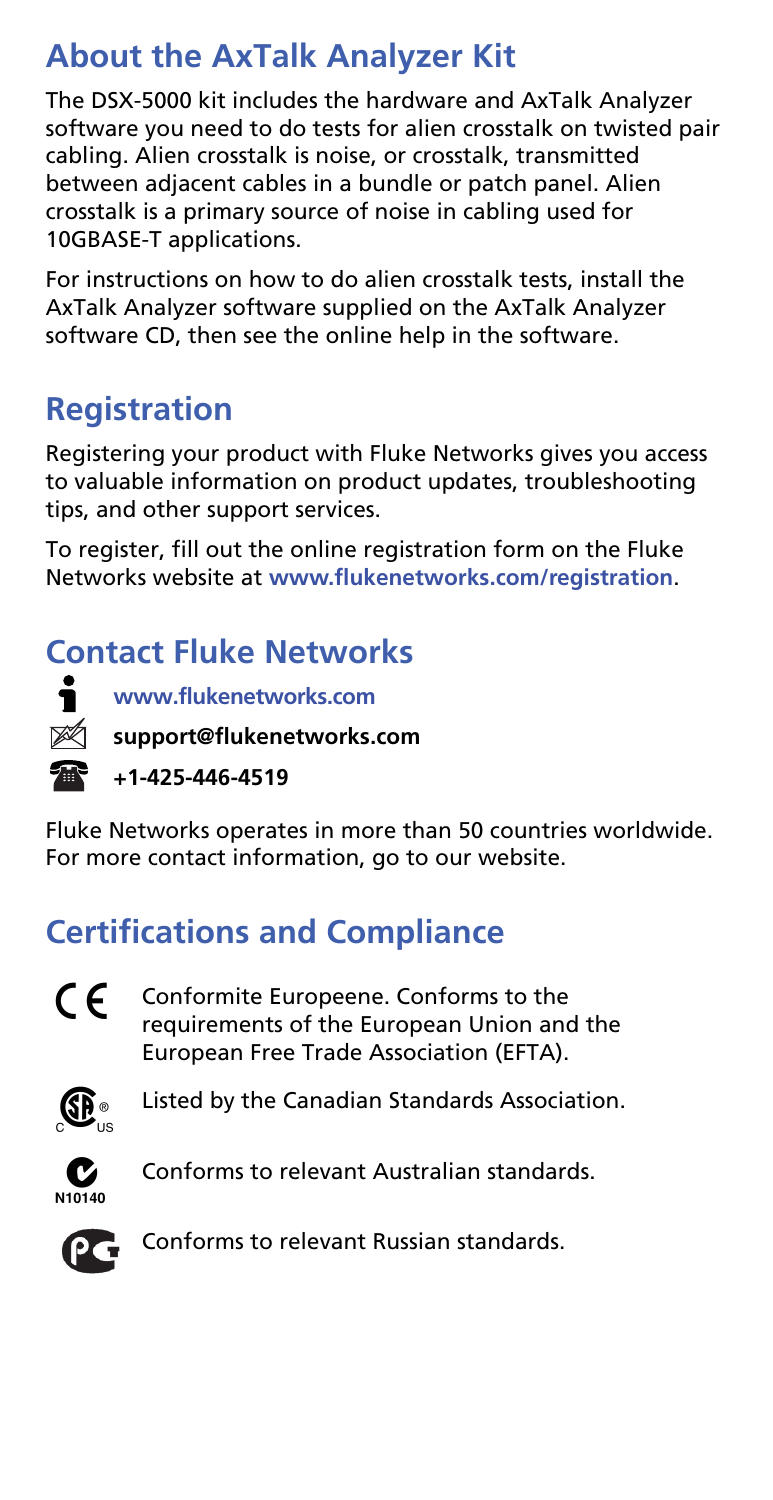## About the AxTalk Analyzer Kit

The DSX-5000 kit includes the hardware and AxTalk Analyzer software you need to do tests for alien crosstalk on twisted pair cabling. Alien crosstalk is noise, or crosstalk, transmitted between adjacent cables in a bundle or patch panel. Alien crosstalk is a primary source of noise in cabling used for 10GBASE-T applications.

For instructions on how to do alien crosstalk tests, install the AxTalk Analyzer software supplied on the AxTalk Analyzer software CD, then see the online help in the software.

## Registration

Registering your product with Fluke Networks gives you access to valuable information on product updates, troubleshooting tips, and other support services.

To register, fill out the online registration form on the Fluke Networks website at **www.flukenetworks.com/registration**.

## Contact Fluke Networks

**www.flukenetworks.com**

**support@flukenetworks.com**

**+1-425-446-4519**

Fluke Networks operates in more than 50 countries worldwide. For more contact information, go to our website.

## Certifications and Compliance

Conformite Europeene. Conforms to the requirements of the European Union and the European Free Trade Association (EFTA).

Listed by the Canadian Standards Association.

N10140 Conforms to relevant Australian standards.

Conforms to relevant Russian standards.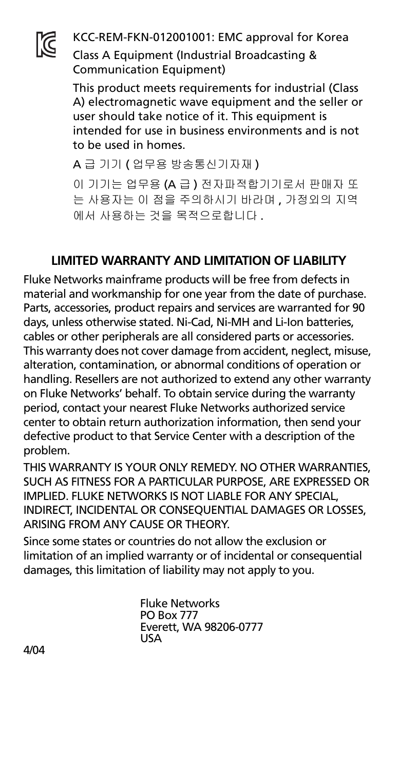KCC-REM-FKN-012001001: EMC approval for Korea

Class A Equipment (Industrial Broadcasting & Communication Equipment)

This product meets requirements for industrial (Class A) electromagnetic wave equipment and the seller or user should take notice of it. This equipment is intended for use in business environments and is not to be used in homes.

A 급 기기 ( 업무용 방송통신기자재 )

이 기기는 업무용 (A 급 ) 전자파적합기기로서 판매자 또는 사용자는 이 점을 주의하시기 바라며 , 가정외의 지역에서 사용하는 것을 목적으로합니다 .

## LIMITED WARRANTY AND LIMITATION OF LIABILITY

Fluke Networks mainframe products will be free from defects in material and workmanship for one year from the date of purchase. Parts, accessories, product repairs and services are warranted for 90 days, unless otherwise stated. Ni-Cad, Ni-MH and Li-Ion batteries, cables or other peripherals are all considered parts or accessories. This warranty does not cover damage from accident, neglect, misuse, alteration, contamination, or abnormal conditions of operation or handling. Resellers are not authorized to extend any other warranty on Fluke Networks' behalf. To obtain service during the warranty period, contact your nearest Fluke Networks authorized service center to obtain return authorization information, then send your defective product to that Service Center with a description of the problem.

THIS WARRANTY IS YOUR ONLY REMEDY. NO OTHER WARRANTIES, SUCH AS FITNESS FOR A PARTICULAR PURPOSE, ARE EXPRESSED OR IMPLIED. FLUKE NETWORKS IS NOT LIABLE FOR ANY SPECIAL, INDIRECT, INCIDENTAL OR CONSEQUENTIAL DAMAGES OR LOSSES, ARISING FROM ANY CAUSE OR THEORY.

Since some states or countries do not allow the exclusion or limitation of an implied warranty or of incidental or consequential damages, this limitation of liability may not apply to you.

Fluke Networks
PO Box 777
Everett, WA 98206-0777
USA

4/04